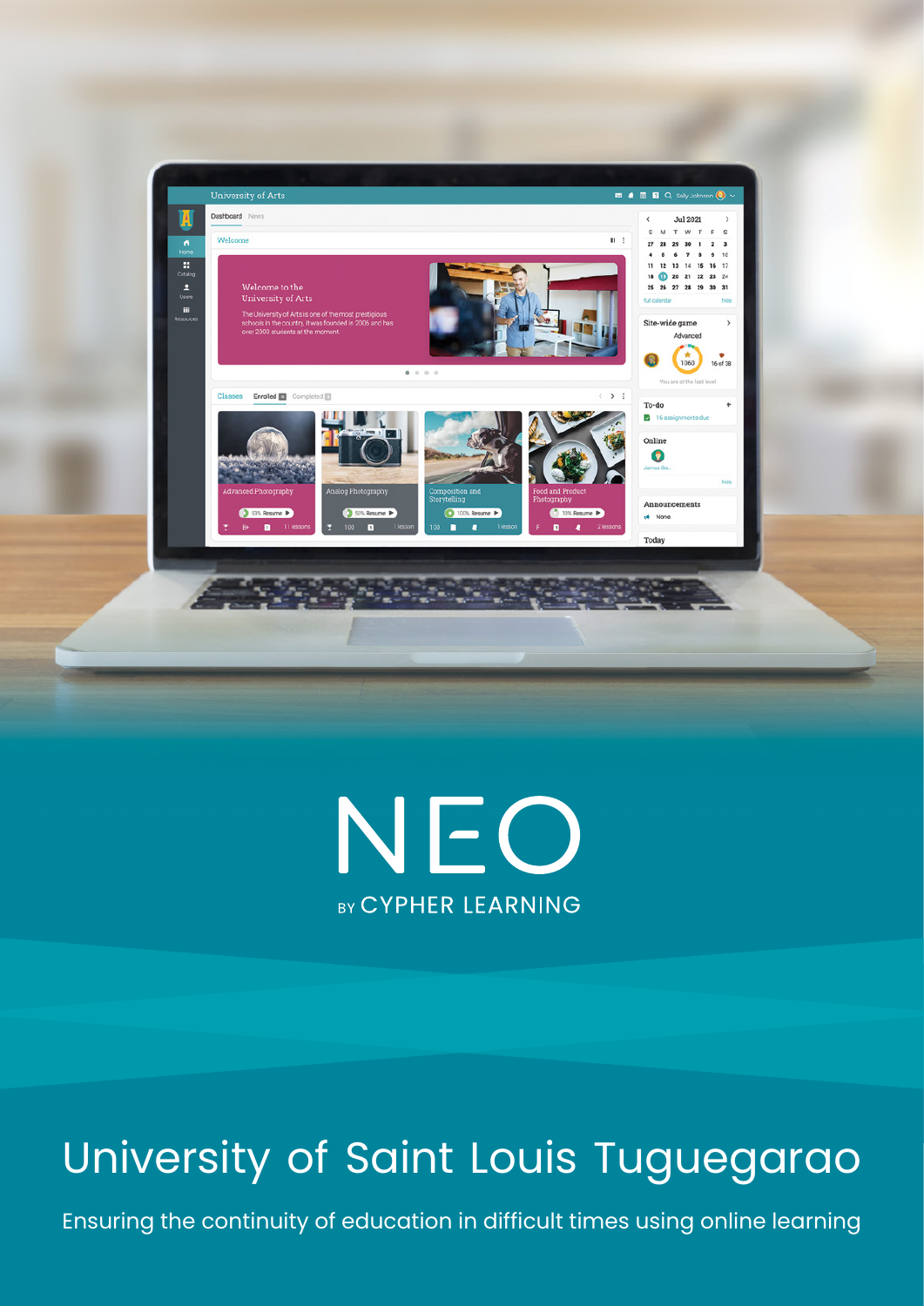# NEO

BY CYPHER LEARNING

# University of Saint Louis Tuguegarao

Ensuring the continuity of education in difficult times using online learning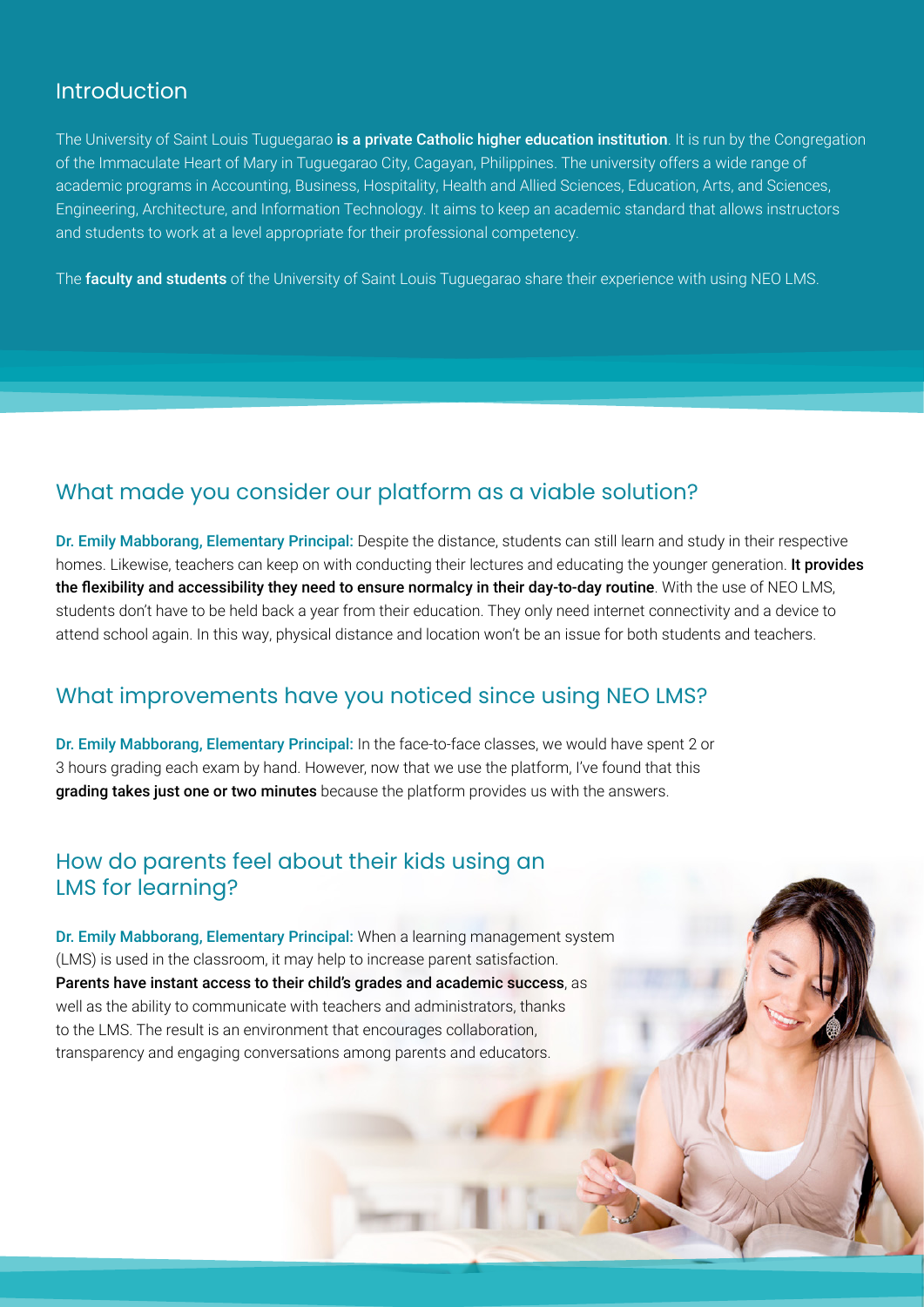## Introduction

The University of Saint Louis Tuguegarao **is a private Catholic higher education institution**. It is run by the Congregation of the Immaculate Heart of Mary in Tuguegarao City, Cagayan, Philippines. The university offers a wide range of academic programs in Accounting, Business, Hospitality, Health and Allied Sciences, Education, Arts, and Sciences, Engineering, Architecture, and Information Technology. It aims to keep an academic standard that allows instructors and students to work at a level appropriate for their professional competency.

The **faculty and students** of the University of Saint Louis Tuguegarao share their experience with using NEO LMS.

## What made you consider our platform as a viable solution?

**Dr. Emily Mabborang, Elementary Principal:** Despite the distance, students can still learn and study in their respective homes. Likewise, teachers can keep on with conducting their lectures and educating the younger generation. **It provides the flexibility and accessibility they need to ensure normalcy in their day-to-day routine**. With the use of NEO LMS, students don't have to be held back a year from their education. They only need internet connectivity and a device to attend school again. In this way, physical distance and location won't be an issue for both students and teachers.

## What improvements have you noticed since using NEO LMS?

**Dr. Emily Mabborang, Elementary Principal:** In the face-to-face classes, we would have spent 2 or 3 hours grading each exam by hand. However, now that we use the platform, I've found that this **grading takes just one or two minutes** because the platform provides us with the answers.

## How do parents feel about their kids using an LMS for learning?

**Dr. Emily Mabborang, Elementary Principal:** When a learning management system (LMS) is used in the classroom, it may help to increase parent satisfaction. **Parents have instant access to their child's grades and academic success**, as well as the ability to communicate with teachers and administrators, thanks to the LMS. The result is an environment that encourages collaboration, transparency and engaging conversations among parents and educators.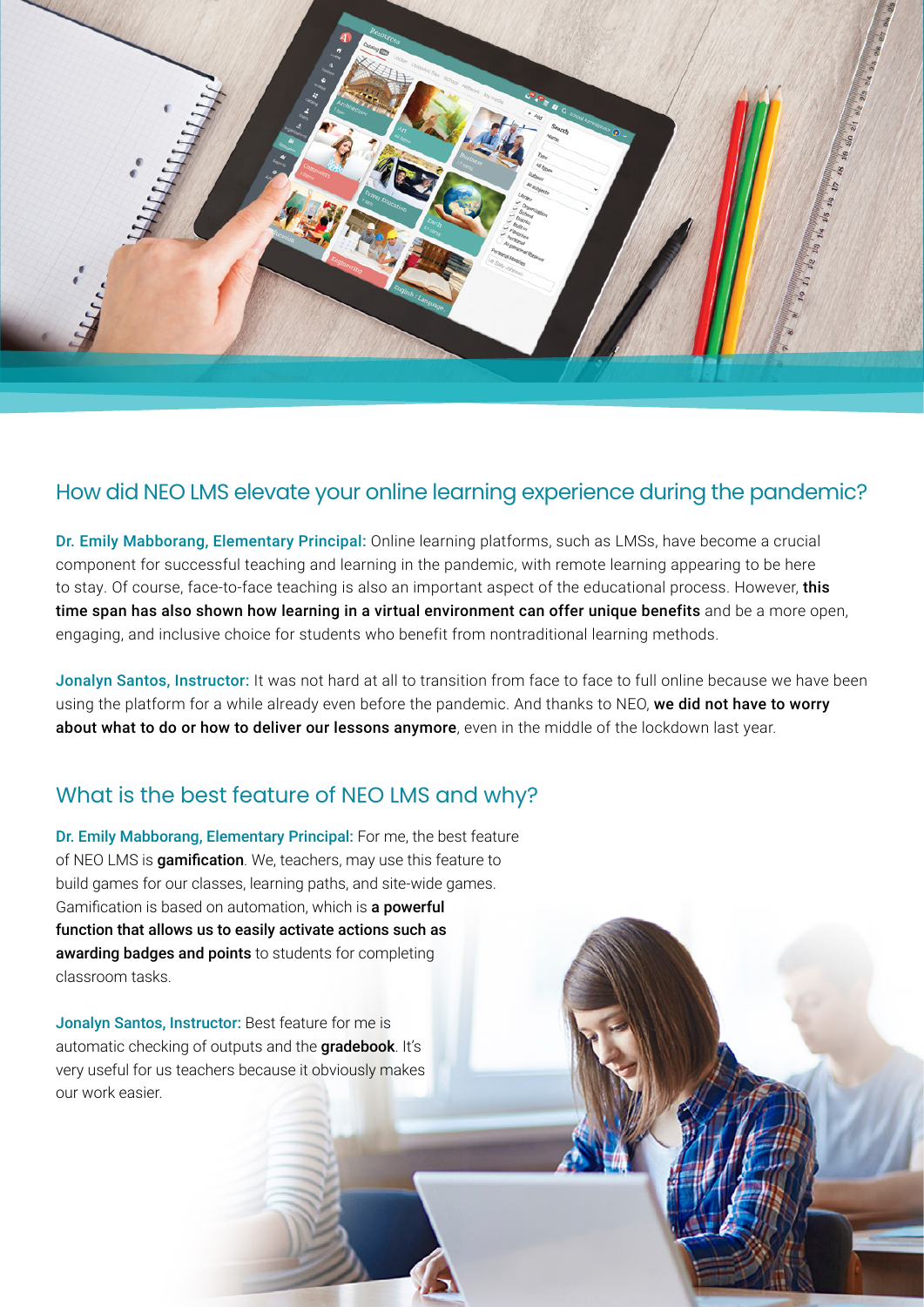## How did NEO LMS elevate your online learning experience during the pandemic?

**Dr. Emily Mabborang, Elementary Principal:** Online learning platforms, such as LMSs, have become a crucial component for successful teaching and learning in the pandemic, with remote learning appearing to be here to stay. Of course, face-to-face teaching is also an important aspect of the educational process. However, **this time span has also shown how learning in a virtual environment can offer unique benefits** and be a more open, engaging, and inclusive choice for students who benefit from nontraditional learning methods.

**Jonalyn Santos, Instructor:** It was not hard at all to transition from face to face to full online because we have been using the platform for a while already even before the pandemic. And thanks to NEO, **we did not have to worry about what to do or how to deliver our lessons anymore**, even in the middle of the lockdown last year.

## What is the best feature of NEO LMS and why?

**Dr. Emily Mabborang, Elementary Principal:** For me, the best feature of NEO LMS is **gamification**. We, teachers, may use this feature to build games for our classes, learning paths, and site-wide games. Gamification is based on automation, which is **a powerful function that allows us to easily activate actions such as awarding badges and points** to students for completing classroom tasks.

**Jonalyn Santos, Instructor:** Best feature for me is automatic checking of outputs and the **gradebook**. It's very useful for us teachers because it obviously makes our work easier.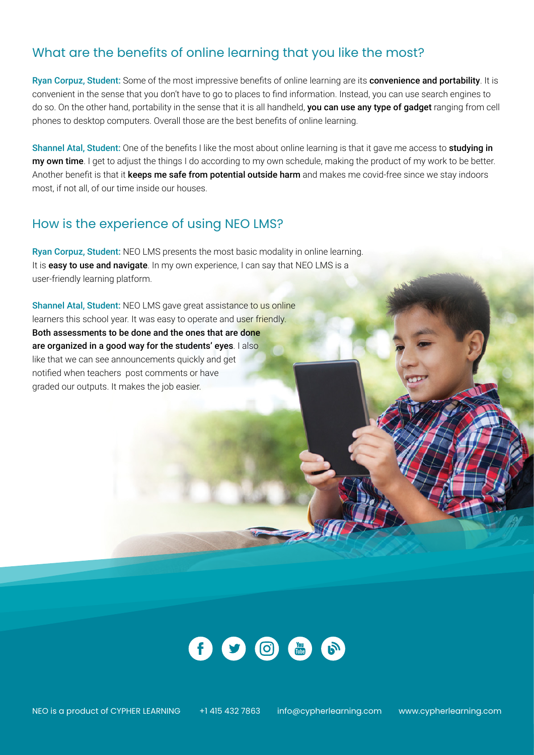## What are the benefits of online learning that you like the most?

**Ryan Corpuz, Student:** Some of the most impressive benefits of online learning are its **convenience and portability**. It is convenient in the sense that you don't have to go to places to find information. Instead, you can use search engines to do so. On the other hand, portability in the sense that it is all handheld, **you can use any type of gadget** ranging from cell phones to desktop computers. Overall those are the best benefits of online learning.

**Shannel Atal, Student:** One of the benefits I like the most about online learning is that it gave me access to **studying in my own time**. I get to adjust the things I do according to my own schedule, making the product of my work to be better. Another benefit is that it **keeps me safe from potential outside harm** and makes me covid-free since we stay indoors most, if not all, of our time inside our houses.

## How is the experience of using NEO LMS?

**Ryan Corpuz, Student:** NEO LMS presents the most basic modality in online learning. It is **easy to use and navigate**. In my own experience, I can say that NEO LMS is a user-friendly learning platform.

**Shannel Atal, Student:** NEO LMS gave great assistance to us online learners this school year. It was easy to operate and user friendly. **Both assessments to be done and the ones that are done are organized in a good way for the students' eyes**. I also like that we can see announcements quickly and get notified when teachers post comments or have graded our outputs. It makes the job easier.

NEO is a product of CYPHER LEARNING +1 415 432 7863 info@cypherlearning.com www.cypherlearning.com